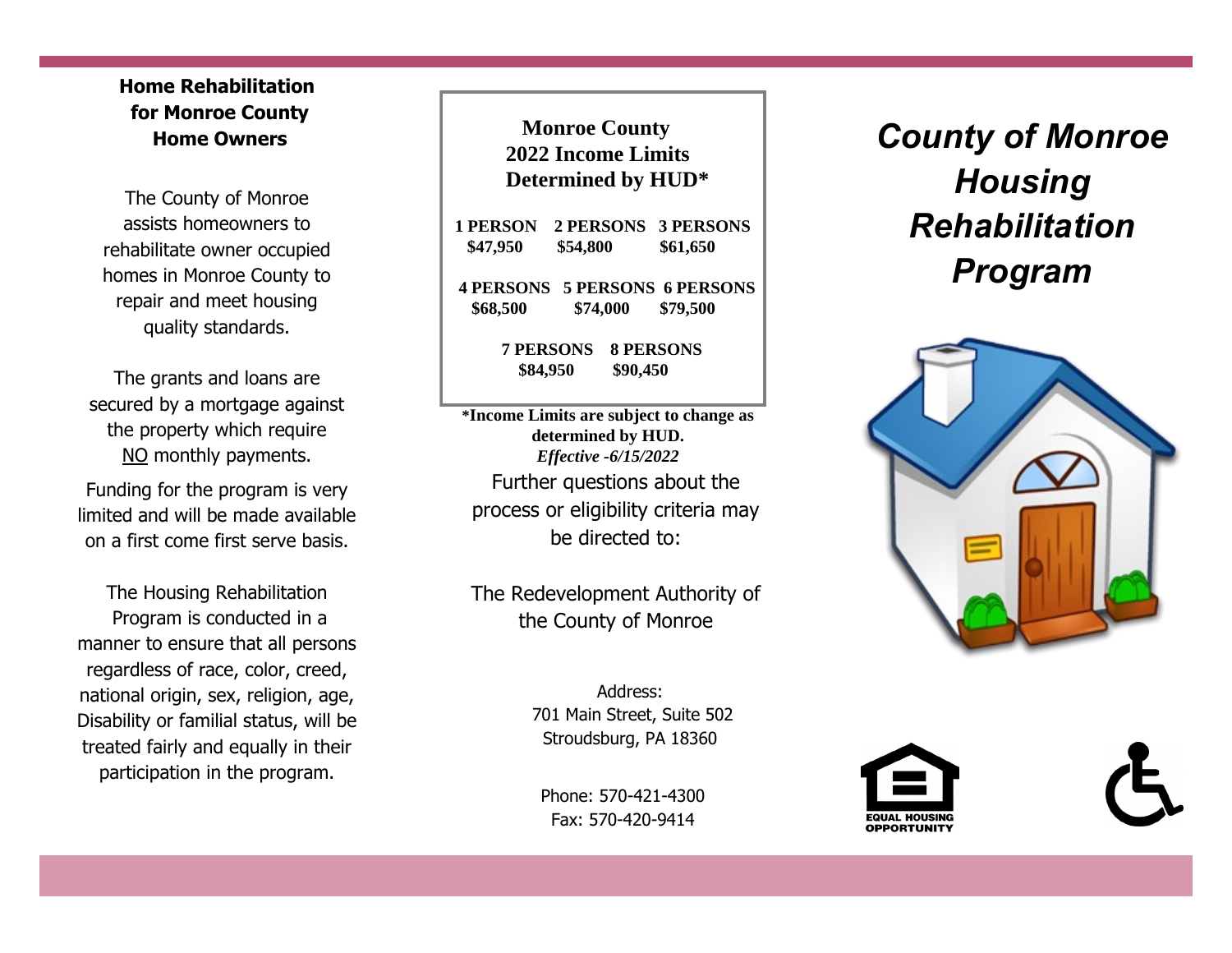### Home Rehabilitation for Monroe County Home Owners

The County of Monroe assists homeowners to rehabilitate owner occupied homes in Monroe County to repair and meet housing quality standards.

The grants and loans are secured by a mortgage against the property which require NO monthly payments.

Funding for the program is very limited and will be made available on a first come first serve basis.

The Housing Rehabilitation Program is conducted in a manner to ensure that all persons regardless of race, color, creed, national origin, sex, religion, age, Disability or familial status, will be treated fairly and equally in their participation in the program.

**Monroe County 2022 Income Limits Determined by HUD***

| 1 PERSON | 2 PERSONS | 3 PERSONS |
|---|---|---|
| $47,950 | $54,800 | $61,650 |
| **4 PERSONS** | **5 PERSONS** | **6 PERSONS** |
| $68,500 | $74,000 | $79,500 |
| **7 PERSONS** | **8 PERSONS** | |
| $84,950 | $90,450 | |

***Income Limits are subject to change as determined by HUD.**
***Effective -6/15/2022***

Further questions about the process or eligibility criteria may be directed to:

The Redevelopment Authority of the County of Monroe

Address:
701 Main Street, Suite 502
Stroudsburg, PA 18360

Phone: 570-421-4300
Fax: 570-420-9414

# *County of Monroe Housing Rehabilitation Program*

EQUAL HOUSING OPPORTUNITY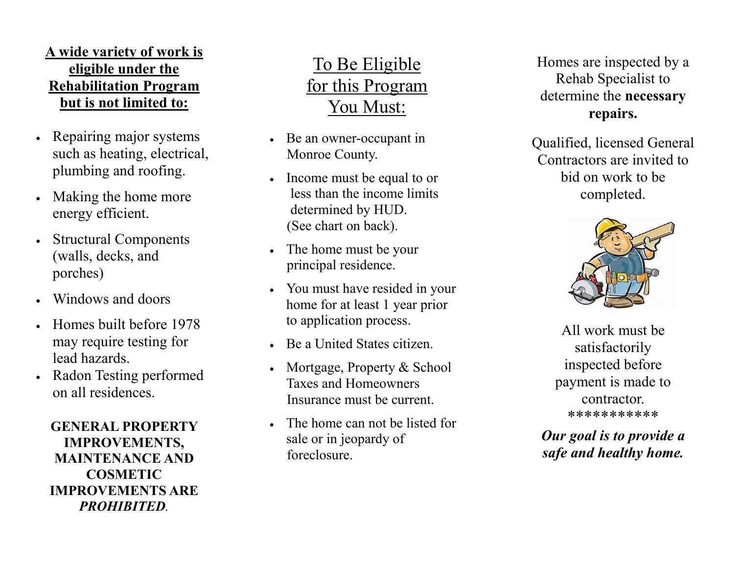**A wide variety of work is eligible under the Rehabilitation Program but is not limited to:**

- Repairing major systems such as heating, electrical, plumbing and roofing.
- Making the home more energy efficient.
- Structural Components (walls, decks, and porches)
- Windows and doors
- Homes built before 1978 may require testing for lead hazards.
- Radon Testing performed on all residences.

**GENERAL PROPERTY IMPROVEMENTS, MAINTENANCE AND COSMETIC IMPROVEMENTS ARE *PROHIBITED*.**

## To Be Eligible for this Program You Must:

- Be an owner-occupant in Monroe County.
- Income must be equal to or less than the income limits determined by HUD. (See chart on back).
- The home must be your principal residence.
- You must have resided in your home for at least 1 year prior to application process.
- Be a United States citizen.
- Mortgage, Property & School Taxes and Homeowners Insurance must be current.
- The home can not be listed for sale or in jeopardy of foreclosure.

Homes are inspected by a Rehab Specialist to determine the **necessary repairs.**

Qualified, licensed General Contractors are invited to bid on work to be completed.

All work must be satisfactorily inspected before payment is made to contractor.

***********

***Our goal is to provide a safe and healthy home.***